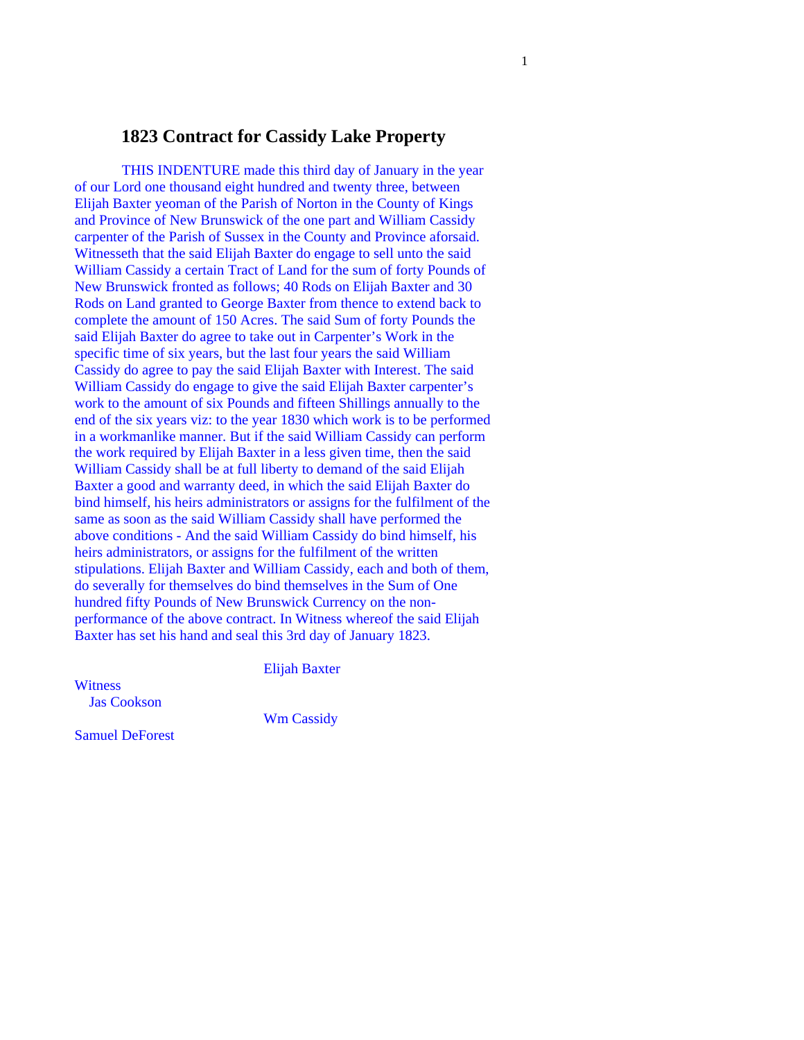# 1823 Contract for Cassidy Lake Property

THIS INDENTURE made this third day of January in the year of our Lord one thousand eight hundred and twenty three, between Elijah Baxter yeoman of the Parish of Norton in the County of Kings and Province of New Brunswick of the one part and William Cassidy carpenter of the Parish of Sussex in the County and Province aforsaid. Witnesseth that the said Elijah Baxter do engage to sell unto the said William Cassidy a certain Tract of Land for the sum of forty Pounds of New Brunswick fronted as follows; 40 Rods on Elijah Baxter and 30 Rods on Land granted to George Baxter from thence to extend back to complete the amount of 150 Acres. The said Sum of forty Pounds the said Elijah Baxter do agree to take out in Carpenter's Work in the specific time of six years, but the last four years the said William Cassidy do agree to pay the said Elijah Baxter with Interest. The said William Cassidy do engage to give the said Elijah Baxter carpenter's work to the amount of six Pounds and fifteen Shillings annually to the end of the six years viz: to the year 1830 which work is to be performed in a workmanlike manner. But if the said William Cassidy can perform the work required by Elijah Baxter in a less given time, then the said William Cassidy shall be at full liberty to demand of the said Elijah Baxter a good and warranty deed, in which the said Elijah Baxter do bind himself, his heirs administrators or assigns for the fulfilment of the same as soon as the said William Cassidy shall have performed the above conditions - And the said William Cassidy do bind himself, his heirs administrators, or assigns for the fulfilment of the written stipulations. Elijah Baxter and William Cassidy, each and both of them, do severally for themselves do bind themselves in the Sum of One hundred fifty Pounds of New Brunswick Currency on the non-performance of the above contract. In Witness whereof the said Elijah Baxter has set his hand and seal this 3rd day of January 1823.

Elijah Baxter

Witness
Jas Cookson

Wm Cassidy

Samuel DeForest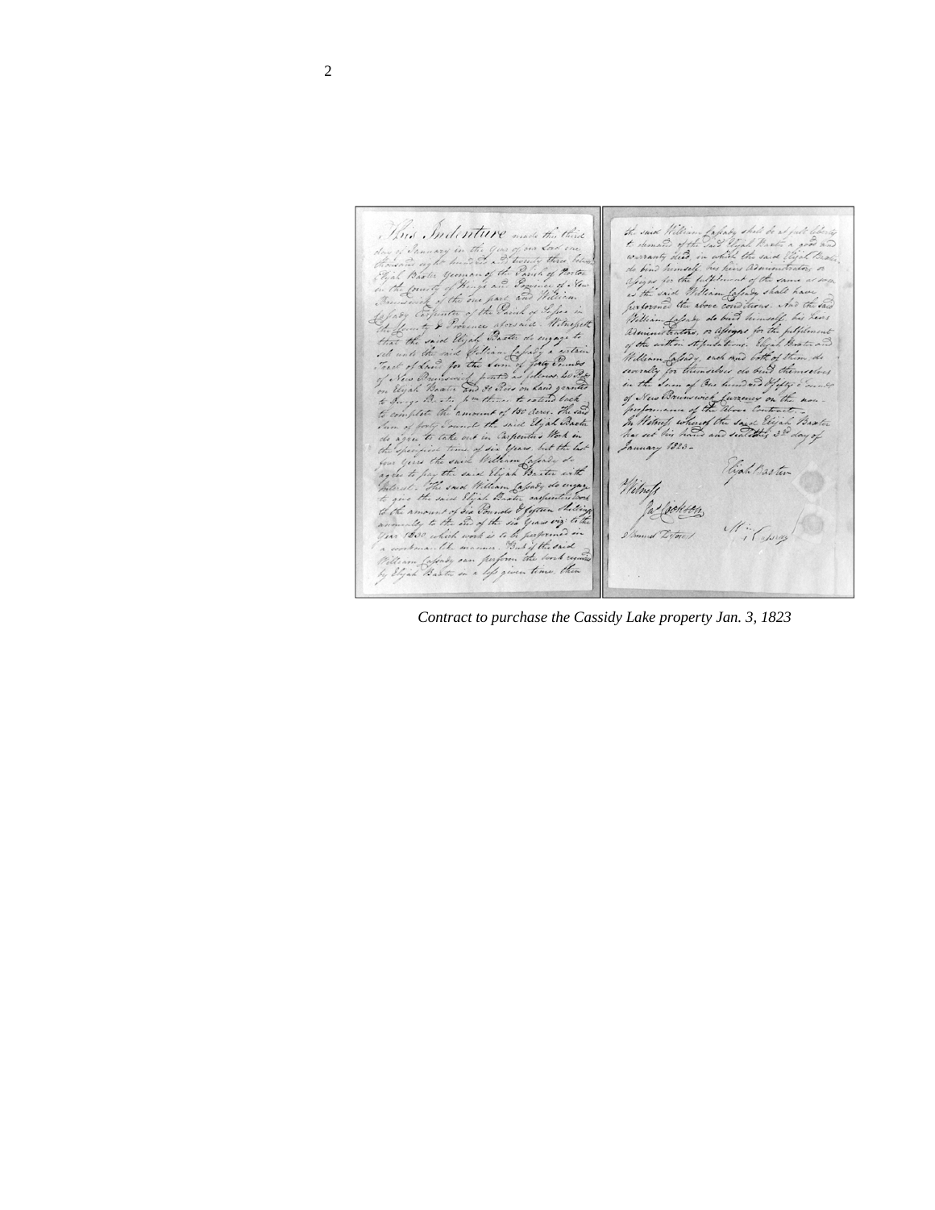*Contract to purchase the Cassidy Lake property Jan. 3, 1823*